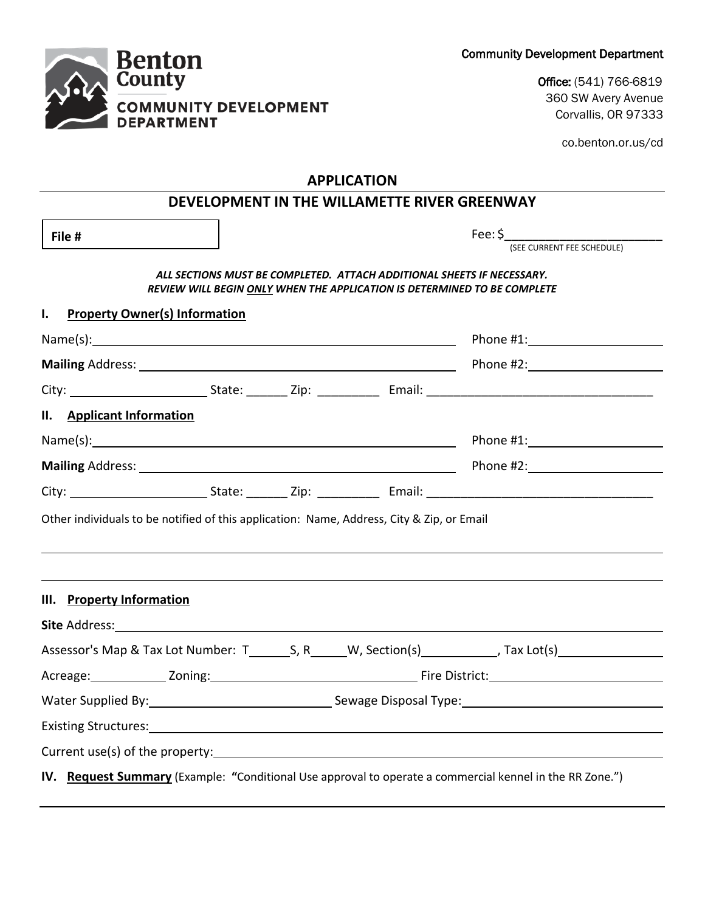Benton County
COMMUNITY DEVELOPMENT DEPARTMENT

Community Development Department

Office: (541) 766-6819
360 SW Avery Avenue
Corvallis, OR 97333

co.benton.or.us/cd

# APPLICATION

## DEVELOPMENT IN THE WILLAMETTE RIVER GREENWAY

**File #**

Fee: $______________________
(SEE CURRENT FEE SCHEDULE)

***ALL SECTIONS MUST BE COMPLETED. ATTACH ADDITIONAL SHEETS IF NECESSARY.***
***REVIEW WILL BEGIN ONLY WHEN THE APPLICATION IS DETERMINED TO BE COMPLETE***

### I. Property Owner(s) Information

Name(s): ______________________________ Phone #1: ____________________

**Mailing** Address: ______________________________ Phone #2: ____________________

City: ____________________ State: ______ Zip: _________ Email: ______________________________

### II. Applicant Information

Name(s): ______________________________ Phone #1: ____________________

**Mailing** Address: ______________________________ Phone #2: ____________________

City: ____________________ State: ______ Zip: _________ Email: ______________________________

Other individuals to be notified of this application: Name, Address, City & Zip, or Email

______________________________________________________________________

______________________________________________________________________

### III. Property Information

**Site** Address: ______________________________________________________________________

Assessor's Map & Tax Lot Number: T______S, R_____W, Section(s)___________, Tax Lot(s)_______________

Acreage:___________ Zoning:______________________________ Fire District:________________________

Water Supplied By:__________________________ Sewage Disposal Type:____________________________

Existing Structures:______________________________________________________________________

Current use(s) of the property:______________________________________________________________

### IV. Request Summary (Example: "Conditional Use approval to operate a commercial kennel in the RR Zone.")

______________________________________________________________________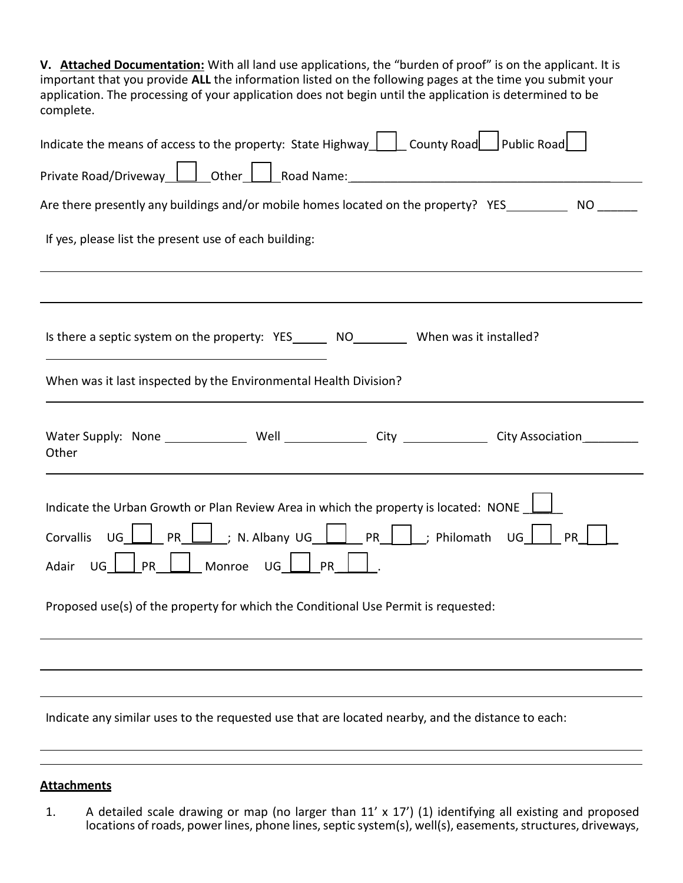**V. <u>Attached Documentation:</u>** With all land use applications, the "burden of proof" is on the applicant. It is important that you provide **ALL** the information listed on the following pages at the time you submit your application. The processing of your application does not begin until the application is determined to be complete.

Indicate the means of access to the property: State Highway ☐ County Road ☐ Public Road ☐

Private Road/Driveway ☐ Other ☐ Road Name:\_\_\_\_\_\_\_\_\_\_\_\_\_\_\_\_\_\_\_\_\_\_\_\_\_\_\_\_\_\_\_\_\_\_\_\_\_\_\_\_

Are there presently any buildings and/or mobile homes located on the property? YES\_\_\_\_\_\_\_\_\_ NO \_\_\_\_\_\_

If yes, please list the present use of each building:

\_\_\_\_\_\_\_\_\_\_\_\_\_\_\_\_\_\_\_\_\_\_\_\_\_\_\_\_\_\_\_\_\_\_\_\_\_\_\_\_\_\_\_\_\_\_\_\_\_\_\_\_\_\_\_\_\_\_\_\_\_\_\_\_\_\_\_\_\_\_\_\_\_\_\_\_\_\_

\_\_\_\_\_\_\_\_\_\_\_\_\_\_\_\_\_\_\_\_\_\_\_\_\_\_\_\_\_\_\_\_\_\_\_\_\_\_\_\_\_\_\_\_\_\_\_\_\_\_\_\_\_\_\_\_\_\_\_\_\_\_\_\_\_\_\_\_\_\_\_\_\_\_\_\_\_\_

Is there a septic system on the property: YES\_\_\_\_\_ NO\_\_\_\_\_\_\_\_ When was it installed?

\_\_\_\_\_\_\_\_\_\_\_\_\_\_\_\_\_\_\_\_\_\_\_\_\_\_\_\_\_\_\_\_\_\_\_\_\_\_\_\_

When was it last inspected by the Environmental Health Division?

\_\_\_\_\_\_\_\_\_\_\_\_\_\_\_\_\_\_\_\_\_\_\_\_\_\_\_\_\_\_\_\_\_\_\_\_\_\_\_\_\_\_\_\_\_\_\_\_\_\_\_\_\_\_\_\_\_\_\_\_\_\_\_\_\_\_\_\_\_\_\_\_\_\_\_\_\_\_

Water Supply: None \_\_\_\_\_\_\_\_\_\_\_\_ Well \_\_\_\_\_\_\_\_\_\_\_\_ City \_\_\_\_\_\_\_\_\_\_\_\_ City Association\_\_\_\_\_\_\_\_ Other

\_\_\_\_\_\_\_\_\_\_\_\_\_\_\_\_\_\_\_\_\_\_\_\_\_\_\_\_\_\_\_\_\_\_\_\_\_\_\_\_\_\_\_\_\_\_\_\_\_\_\_\_\_\_\_\_\_\_\_\_\_\_\_\_\_\_\_\_\_\_\_\_\_\_\_\_\_\_

Indicate the Urban Growth or Plan Review Area in which the property is located: NONE ☐

Corvallis UG ☐ PR ☐; N. Albany UG ☐ PR ☐; Philomath UG ☐ PR ☐

Adair UG ☐ PR ☐ Monroe UG ☐ PR ☐.

Proposed use(s) of the property for which the Conditional Use Permit is requested:

\_\_\_\_\_\_\_\_\_\_\_\_\_\_\_\_\_\_\_\_\_\_\_\_\_\_\_\_\_\_\_\_\_\_\_\_\_\_\_\_\_\_\_\_\_\_\_\_\_\_\_\_\_\_\_\_\_\_\_\_\_\_\_\_\_\_\_\_\_\_\_\_\_\_\_\_\_\_

\_\_\_\_\_\_\_\_\_\_\_\_\_\_\_\_\_\_\_\_\_\_\_\_\_\_\_\_\_\_\_\_\_\_\_\_\_\_\_\_\_\_\_\_\_\_\_\_\_\_\_\_\_\_\_\_\_\_\_\_\_\_\_\_\_\_\_\_\_\_\_\_\_\_\_\_\_\_

\_\_\_\_\_\_\_\_\_\_\_\_\_\_\_\_\_\_\_\_\_\_\_\_\_\_\_\_\_\_\_\_\_\_\_\_\_\_\_\_\_\_\_\_\_\_\_\_\_\_\_\_\_\_\_\_\_\_\_\_\_\_\_\_\_\_\_\_\_\_\_\_\_\_\_\_\_\_

Indicate any similar uses to the requested use that are located nearby, and the distance to each:

\_\_\_\_\_\_\_\_\_\_\_\_\_\_\_\_\_\_\_\_\_\_\_\_\_\_\_\_\_\_\_\_\_\_\_\_\_\_\_\_\_\_\_\_\_\_\_\_\_\_\_\_\_\_\_\_\_\_\_\_\_\_\_\_\_\_\_\_\_\_\_\_\_\_\_\_\_\_

\_\_\_\_\_\_\_\_\_\_\_\_\_\_\_\_\_\_\_\_\_\_\_\_\_\_\_\_\_\_\_\_\_\_\_\_\_\_\_\_\_\_\_\_\_\_\_\_\_\_\_\_\_\_\_\_\_\_\_\_\_\_\_\_\_\_\_\_\_\_\_\_\_\_\_\_\_\_

**<u>Attachments</u>**

1. A detailed scale drawing or map (no larger than 11' x 17') (1) identifying all existing and proposed locations of roads, power lines, phone lines, septic system(s), well(s), easements, structures, driveways,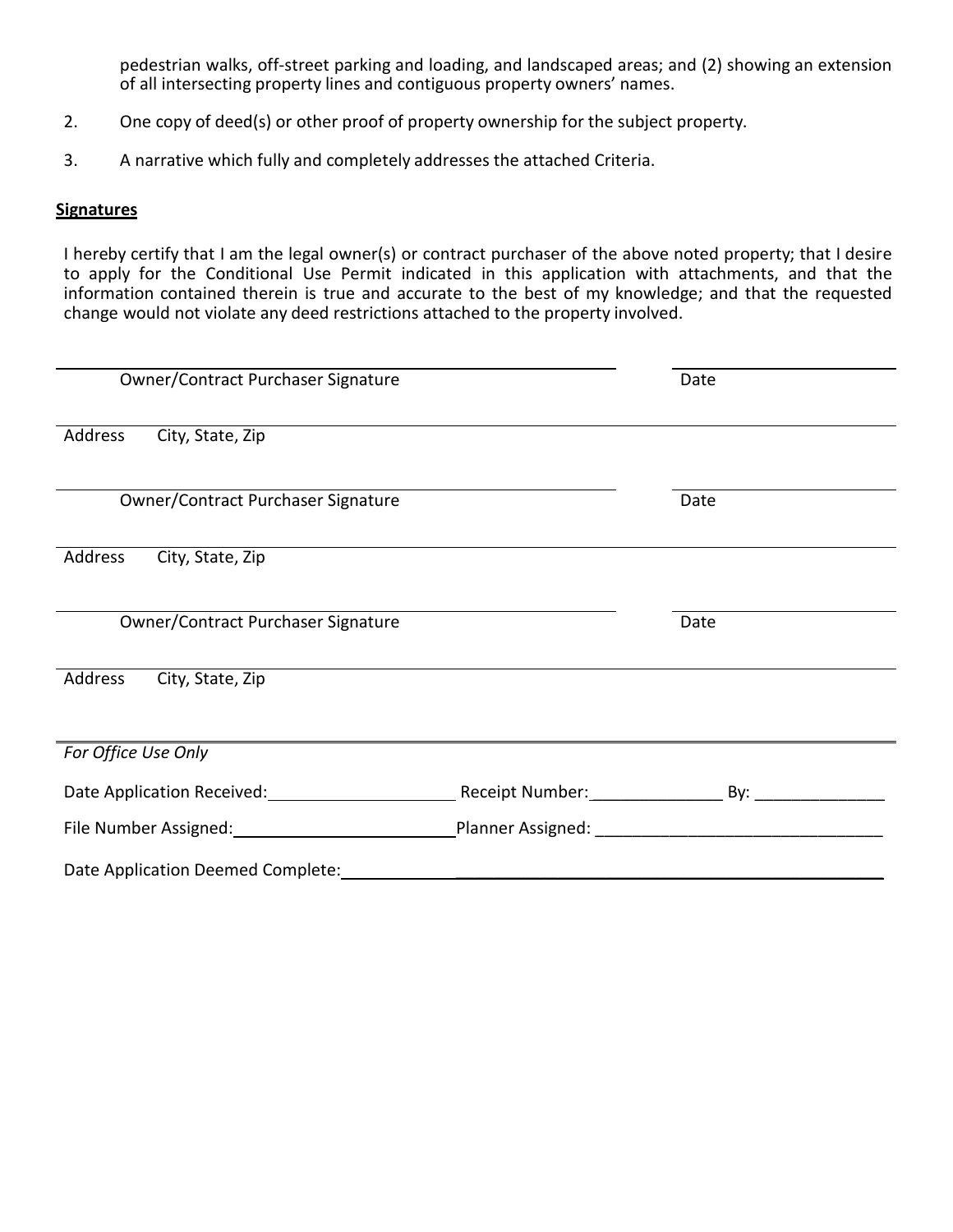pedestrian walks, off-street parking and loading, and landscaped areas; and (2) showing an extension of all intersecting property lines and contiguous property owners' names.

2. One copy of deed(s) or other proof of property ownership for the subject property.

3. A narrative which fully and completely addresses the attached Criteria.

**Signatures**

I hereby certify that I am the legal owner(s) or contract purchaser of the above noted property; that I desire to apply for the Conditional Use Permit indicated in this application with attachments, and that the information contained therein is true and accurate to the best of my knowledge; and that the requested change would not violate any deed restrictions attached to the property involved.

______________________________________ ____________________

Owner/Contract Purchaser Signature Date

______________________________________________________________

Address City, State, Zip

______________________________________ ____________________

Owner/Contract Purchaser Signature Date

______________________________________________________________

Address City, State, Zip

______________________________________ ____________________

Owner/Contract Purchaser Signature Date

______________________________________________________________

Address City, State, Zip

*For Office Use Only*

Date Application Received: ____________________ Receipt Number: ______________ By: ______________

File Number Assigned: ________________________ Planner Assigned: ______________________________

Date Application Deemed Complete: _____________________________________________________________